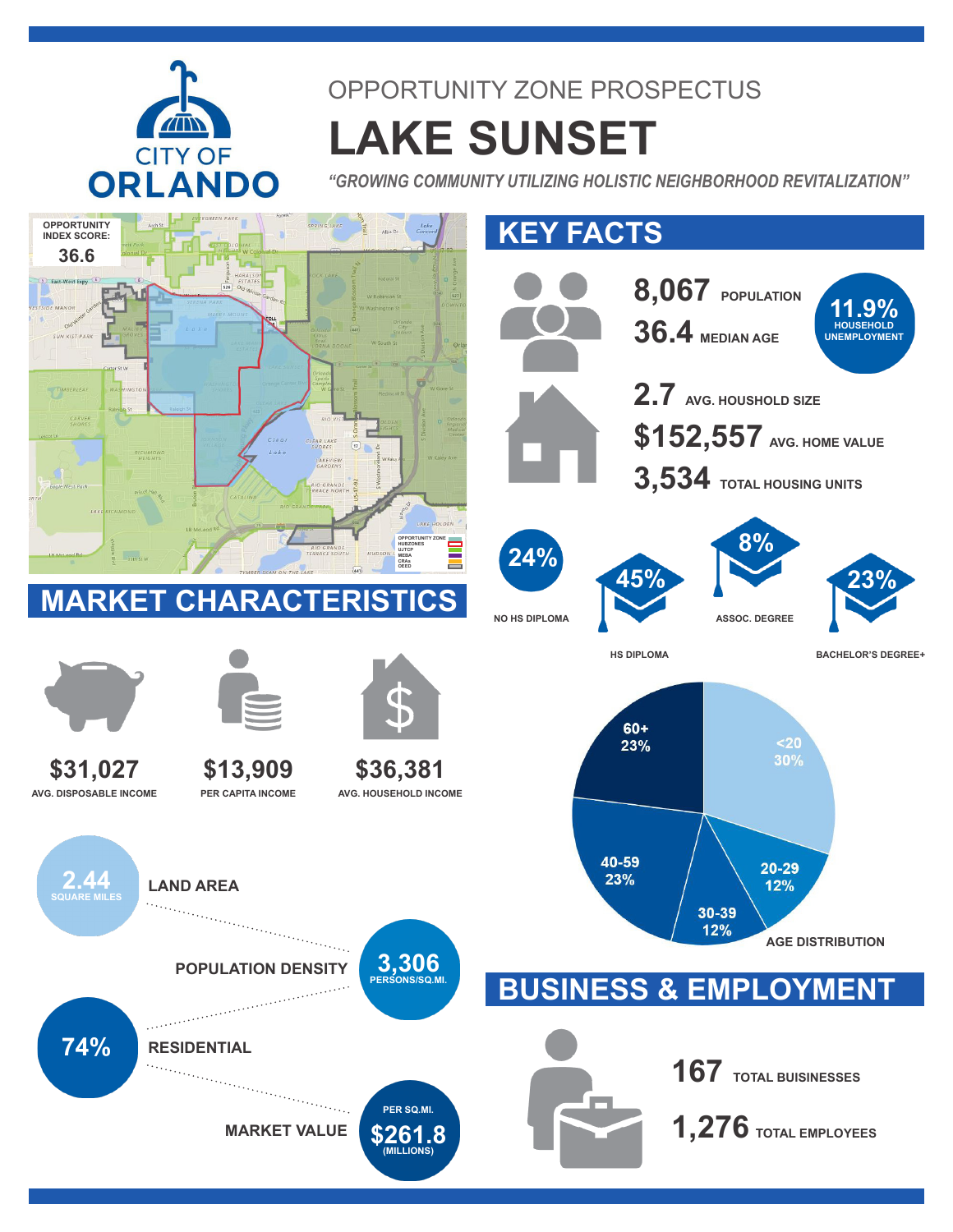CITY OF ORLANDO

OPPORTUNITY ZONE PROSPECTUS

# LAKE SUNSET

*"GROWING COMMUNITY UTILIZING HOLISTIC NEIGHBORHOOD REVITALIZATION"*

OPPORTUNITY INDEX SCORE: **36.6**

OPPORTUNITY ZONE | HUBZONES | UJTCP | MEBA | CRAs | DEED

## KEY FACTS

**8,067** POPULATION

**36.4** MEDIAN AGE

**11.9%** HOUSEHOLD UNEMPLOYMENT

**2.7** AVG. HOUSHOLD SIZE

**$152,557** AVG. HOME VALUE

**3,534** TOTAL HOUSING UNITS

**24%** NO HS DIPLOMA

**45%** HS DIPLOMA

**8%** ASSOC. DEGREE

**23%** BACHELOR'S DEGREE+

### AGE DISTRIBUTION

| Age | Share |
|---|---|
| <20 | 30% |
| 20-29 | 12% |
| 30-39 | 12% |
| 40-59 | 23% |
| 60+ | 23% |

## MARKET CHARACTERISTICS

**$31,027** AVG. DISPOSABLE INCOME

**$13,909** PER CAPITA INCOME

**$36,381** AVG. HOUSEHOLD INCOME

LAND AREA: **2.44** SQUARE MILES

POPULATION DENSITY: **3,306** PERSONS/SQ.MI.

RESIDENTIAL: **74%**

MARKET VALUE: PER SQ.MI. **$261.8** (MILLIONS)

## BUSINESS & EMPLOYMENT

**167** TOTAL BUISINESSES

**1,276** TOTAL EMPLOYEES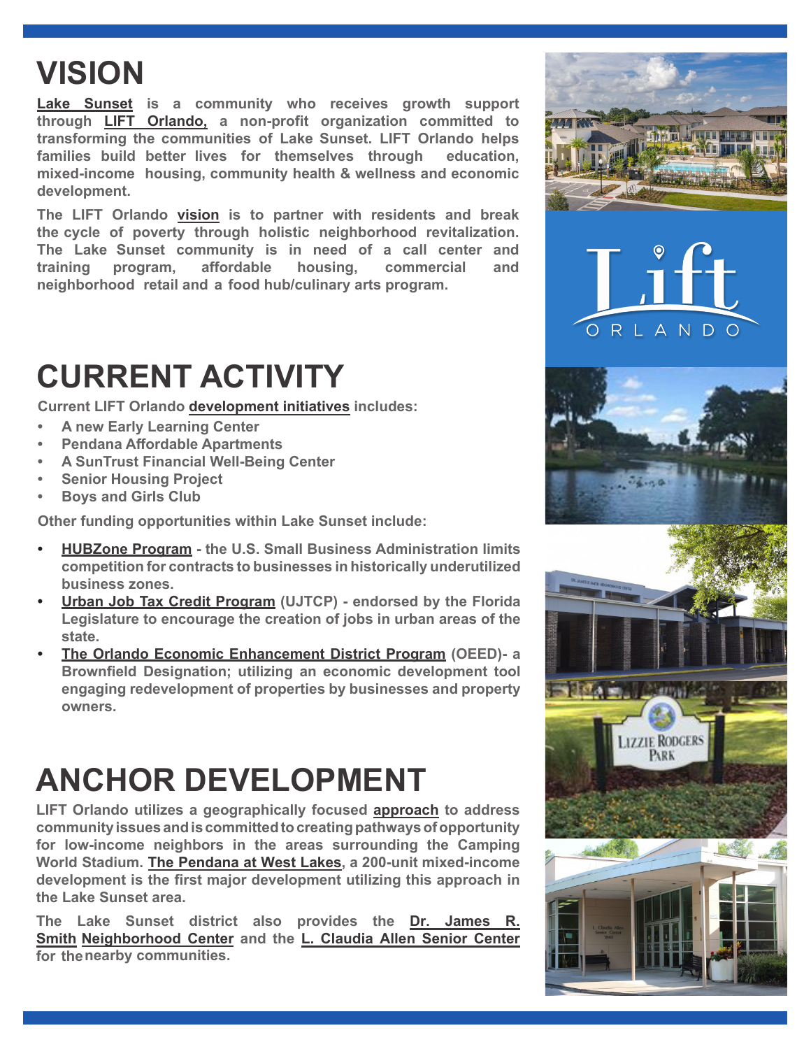# VISION

**Lake Sunset is a community who receives growth support through LIFT Orlando, a non-profit organization committed to transforming the communities of Lake Sunset. LIFT Orlando helps families build better lives for themselves through education, mixed-income housing, community health & wellness and economic development.**

**The LIFT Orlando vision is to partner with residents and break the cycle of poverty through holistic neighborhood revitalization. The Lake Sunset community is in need of a call center and training program, affordable housing, commercial and neighborhood retail and a food hub/culinary arts program.**

# CURRENT ACTIVITY

**Current LIFT Orlando development initiatives includes:**

- **A new Early Learning Center**
- **Pendana Affordable Apartments**
- **A SunTrust Financial Well-Being Center**
- **Senior Housing Project**
- **Boys and Girls Club**

**Other funding opportunities within Lake Sunset include:**

- **HUBZone Program - the U.S. Small Business Administration limits competition for contracts to businesses in historically underutilized business zones.**
- **Urban Job Tax Credit Program (UJTCP) - endorsed by the Florida Legislature to encourage the creation of jobs in urban areas of the state.**
- **The Orlando Economic Enhancement District Program (OEED)- a Brownfield Designation; utilizing an economic development tool engaging redevelopment of properties by businesses and property owners.**

# ANCHOR DEVELOPMENT

**LIFT Orlando utilizes a geographically focused approach to address community issues and is committed to creating pathways of opportunity for low-income neighbors in the areas surrounding the Camping World Stadium. The Pendana at West Lakes, a 200-unit mixed-income development is the first major development utilizing this approach in the Lake Sunset area.**

**The Lake Sunset district also provides the Dr. James R. Smith Neighborhood Center and the L. Claudia Allen Senior Center for the nearby communities.**